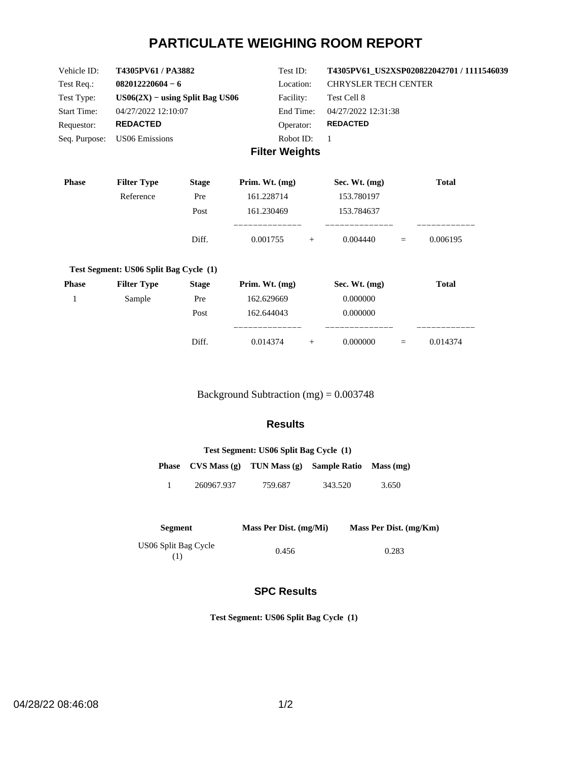# PARTICULATE WEIGHING ROOM REPORT

| | | | |
|---|---|---|---|
| Vehicle ID: | **T4305PV61 / PA3882** | Test ID: | **T4305PV61_US2XSP020822042701 / 1111546039** |
| Test Req.: | **082012220604 − 6** | Location: | CHRYSLER TECH CENTER |
| Test Type: | **US06(2X) − using Split Bag US06** | Facility: | Test Cell 8 |
| Start Time: | 04/27/2022 12:10:07 | End Time: | 04/27/2022 12:31:38 |
| Requestor: | **REDACTED** | Operator: | **REDACTED** |
| Seq. Purpose: | US06 Emissions | Robot ID: | 1 |

## Filter Weights

| Phase | Filter Type | Stage | Prim. Wt. (mg) | | Sec. Wt. (mg) | | Total |
|---|---|---|---|---|---|---|---|
| | Reference | Pre | 161.228714 | | 153.780197 | | |
| | | Post | 161.230469 | | 153.784637 | | |
| | | Diff. | 0.001755 | + | 0.004440 | = | 0.006195 |

**Test Segment: US06 Split Bag Cycle (1)**

| Phase | Filter Type | Stage | Prim. Wt. (mg) | | Sec. Wt. (mg) | | Total |
|---|---|---|---|---|---|---|---|
| 1 | Sample | Pre | 162.629669 | | 0.000000 | | |
| | | Post | 162.644043 | | 0.000000 | | |
| | | Diff. | 0.014374 | + | 0.000000 | = | 0.014374 |

Background Subtraction (mg) = 0.003748

## Results

**Test Segment: US06 Split Bag Cycle (1)**

| Phase | CVS Mass (g) | TUN Mass (g) | Sample Ratio | Mass (mg) |
|---|---|---|---|---|
| 1 | 260967.937 | 759.687 | 343.520 | 3.650 |

| Segment | Mass Per Dist. (mg/Mi) | Mass Per Dist. (mg/Km) |
|---|---|---|
| US06 Split Bag Cycle (1) | 0.456 | 0.283 |

## SPC Results

**Test Segment: US06 Split Bag Cycle (1)**

04/28/22 08:46:08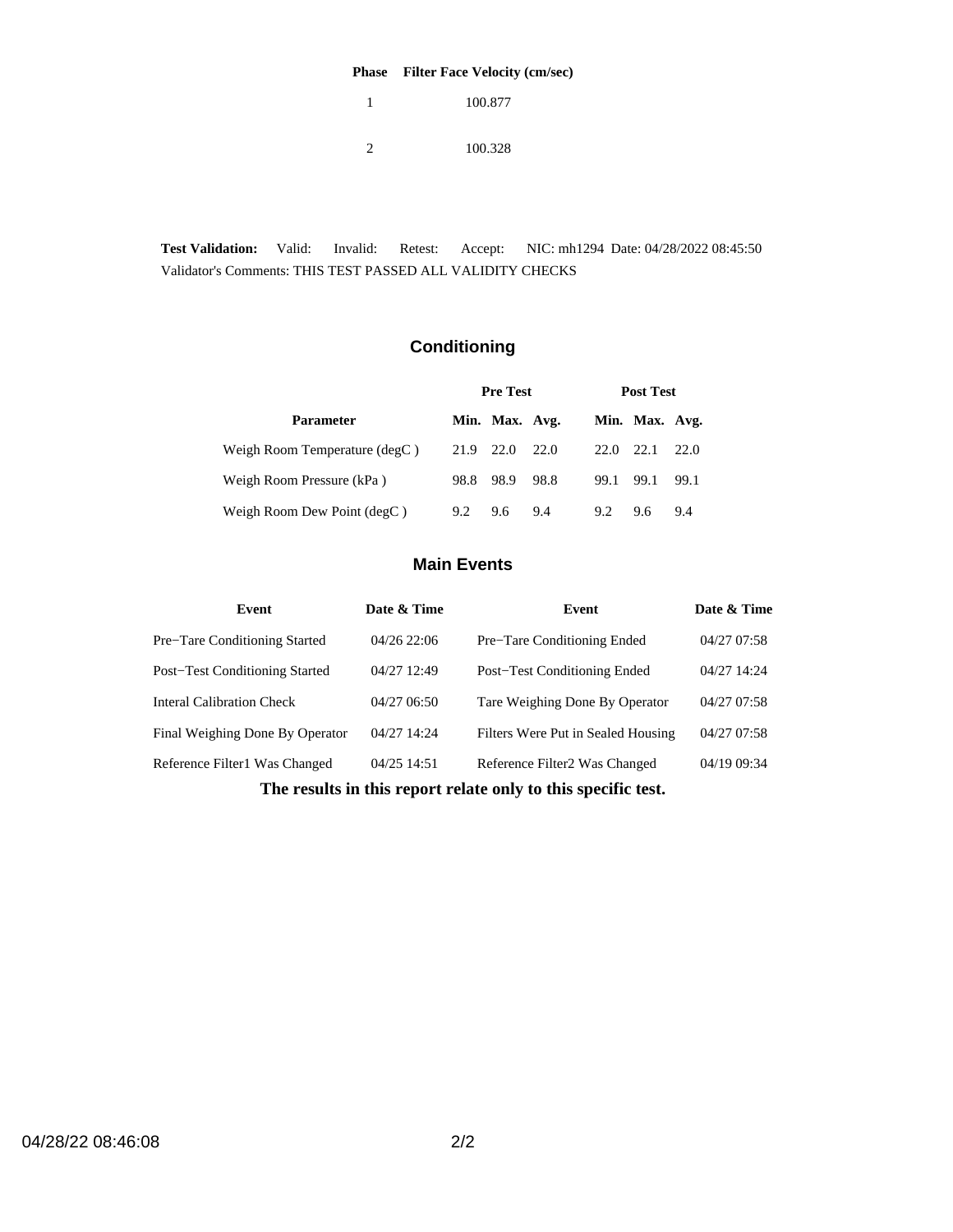| Phase | Filter Face Velocity (cm/sec) |
|---|---|
| 1 | 100.877 |
| 2 | 100.328 |

**Test Validation:** Valid: Invalid: Retest: Accept: NIC: mh1294 Date: 04/28/2022 08:45:50
Validator's Comments: THIS TEST PASSED ALL VALIDITY CHECKS

## Conditioning

| | Pre Test | | | Post Test | | |
|---|---|---|---|---|---|---|
| **Parameter** | **Min.** | **Max.** | **Avg.** | **Min.** | **Max.** | **Avg.** |
| Weigh Room Temperature (degC ) | 21.9 | 22.0 | 22.0 | 22.0 | 22.1 | 22.0 |
| Weigh Room Pressure (kPa ) | 98.8 | 98.9 | 98.8 | 99.1 | 99.1 | 99.1 |
| Weigh Room Dew Point (degC ) | 9.2 | 9.6 | 9.4 | 9.2 | 9.6 | 9.4 |

## Main Events

| Event | Date & Time | Event | Date & Time |
|---|---|---|---|
| Pre−Tare Conditioning Started | 04/26 22:06 | Pre−Tare Conditioning Ended | 04/27 07:58 |
| Post−Test Conditioning Started | 04/27 12:49 | Post−Test Conditioning Ended | 04/27 14:24 |
| Interal Calibration Check | 04/27 06:50 | Tare Weighing Done By Operator | 04/27 07:58 |
| Final Weighing Done By Operator | 04/27 14:24 | Filters Were Put in Sealed Housing | 04/27 07:58 |
| Reference Filter1 Was Changed | 04/25 14:51 | Reference Filter2 Was Changed | 04/19 09:34 |

**The results in this report relate only to this specific test.**